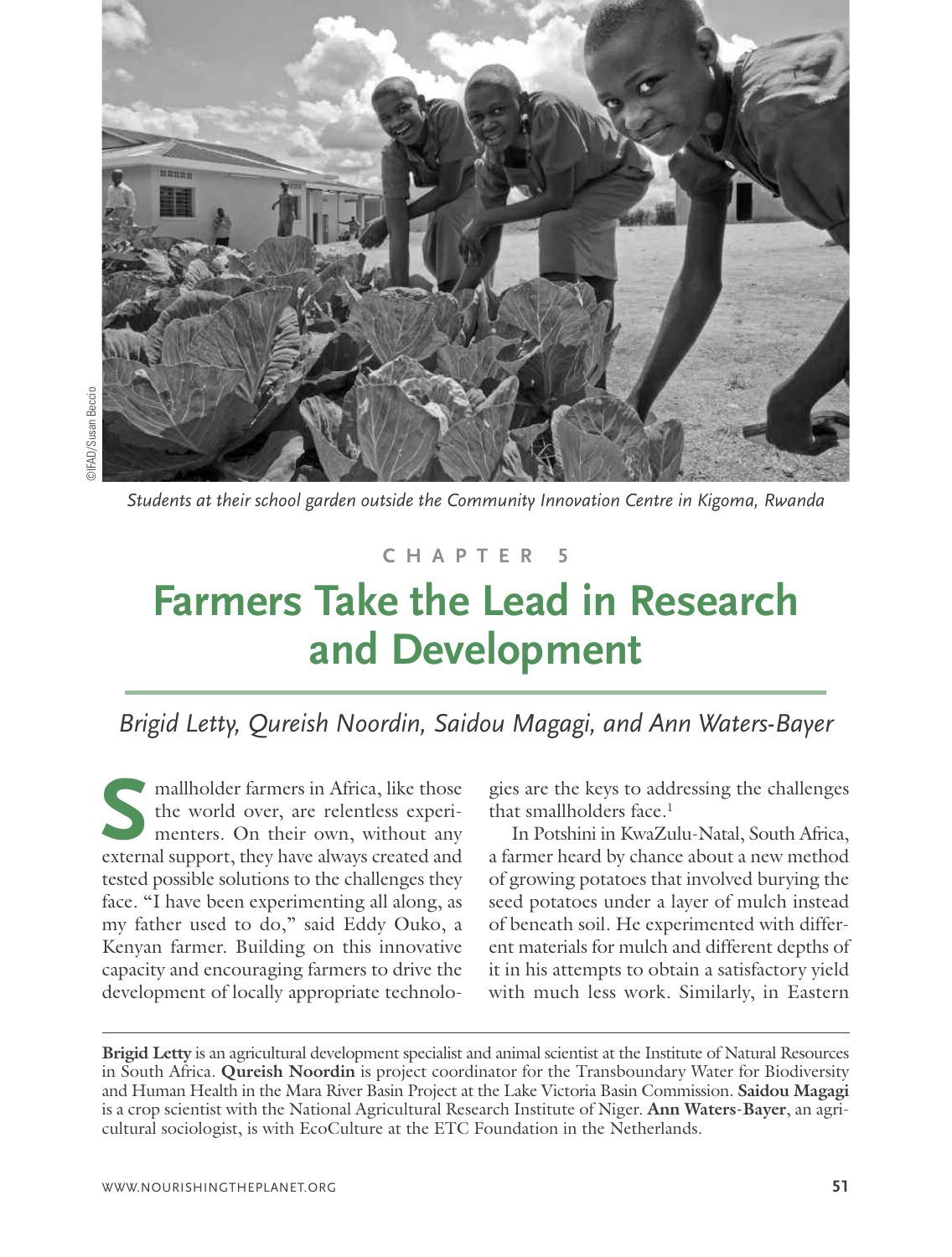Students at their school garden outside the Community Innovation Centre in Kigoma, Rwanda

©IFAD/Susan Beccio

CHAPTER 5

# Farmers Take the Lead in Research and Development

*Brigid Letty, Qureish Noordin, Saidou Magagi, and Ann Waters-Bayer*

Smallholder farmers in Africa, like those the world over, are relentless experimenters. On their own, without any external support, they have always created and tested possible solutions to the challenges they face. "I have been experimenting all along, as my father used to do," said Eddy Ouko, a Kenyan farmer. Building on this innovative capacity and encouraging farmers to drive the development of locally appropriate technologies are the keys to addressing the challenges that smallholders face.[1]

In Potshini in KwaZulu-Natal, South Africa, a farmer heard by chance about a new method of growing potatoes that involved burying the seed potatoes under a layer of mulch instead of beneath soil. He experimented with different materials for mulch and different depths of it in his attempts to obtain a satisfactory yield with much less work. Similarly, in Eastern

---

**Brigid Letty** is an agricultural development specialist and animal scientist at the Institute of Natural Resources in South Africa. **Qureish Noordin** is project coordinator for the Transboundary Water for Biodiversity and Human Health in the Mara River Basin Project at the Lake Victoria Basin Commission. **Saidou Magagi** is a crop scientist with the National Agricultural Research Institute of Niger. **Ann Waters-Bayer**, an agricultural sociologist, is with EcoCulture at the ETC Foundation in the Netherlands.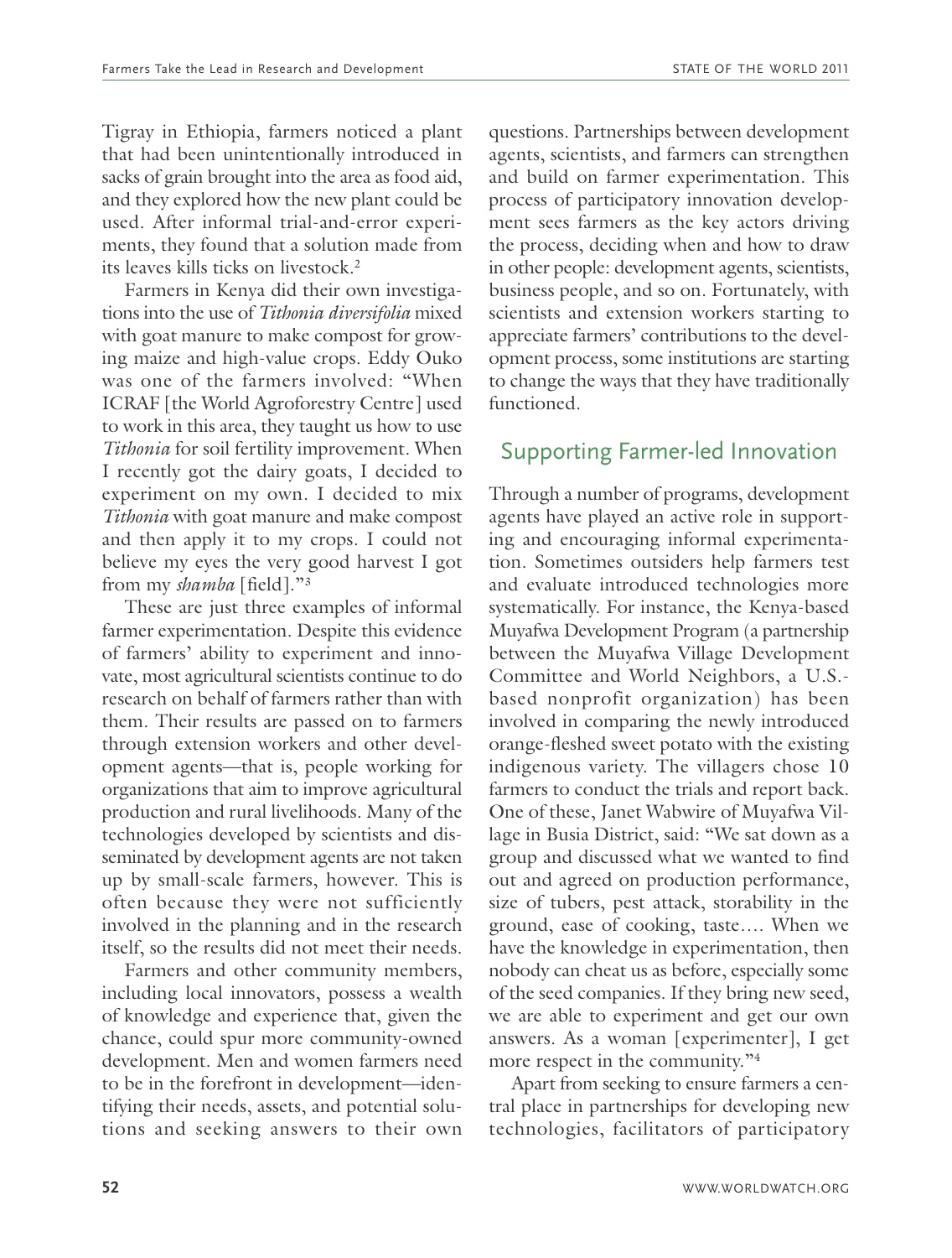Tigray in Ethiopia, farmers noticed a plant that had been unintentionally introduced in sacks of grain brought into the area as food aid, and they explored how the new plant could be used. After informal trial-and-error experiments, they found that a solution made from its leaves kills ticks on livestock.[2]

Farmers in Kenya did their own investigations into the use of *Tithonia diversifolia* mixed with goat manure to make compost for growing maize and high-value crops. Eddy Ouko was one of the farmers involved: "When ICRAF [the World Agroforestry Centre] used to work in this area, they taught us how to use *Tithonia* for soil fertility improvement. When I recently got the dairy goats, I decided to experiment on my own. I decided to mix *Tithonia* with goat manure and make compost and then apply it to my crops. I could not believe my eyes the very good harvest I got from my *shamba* [field]."[3]

These are just three examples of informal farmer experimentation. Despite this evidence of farmers' ability to experiment and innovate, most agricultural scientists continue to do research on behalf of farmers rather than with them. Their results are passed on to farmers through extension workers and other development agents—that is, people working for organizations that aim to improve agricultural production and rural livelihoods. Many of the technologies developed by scientists and disseminated by development agents are not taken up by small-scale farmers, however. This is often because they were not sufficiently involved in the planning and in the research itself, so the results did not meet their needs.

Farmers and other community members, including local innovators, possess a wealth of knowledge and experience that, given the chance, could spur more community-owned development. Men and women farmers need to be in the forefront in development—identifying their needs, assets, and potential solutions and seeking answers to their own questions. Partnerships between development agents, scientists, and farmers can strengthen and build on farmer experimentation. This process of participatory innovation development sees farmers as the key actors driving the process, deciding when and how to draw in other people: development agents, scientists, business people, and so on. Fortunately, with scientists and extension workers starting to appreciate farmers' contributions to the development process, some institutions are starting to change the ways that they have traditionally functioned.

## Supporting Farmer-led Innovation

Through a number of programs, development agents have played an active role in supporting and encouraging informal experimentation. Sometimes outsiders help farmers test and evaluate introduced technologies more systematically. For instance, the Kenya-based Muyafwa Development Program (a partnership between the Muyafwa Village Development Committee and World Neighbors, a U.S.-based nonprofit organization) has been involved in comparing the newly introduced orange-fleshed sweet potato with the existing indigenous variety. The villagers chose 10 farmers to conduct the trials and report back. One of these, Janet Wabwire of Muyafwa Village in Busia District, said: "We sat down as a group and discussed what we wanted to find out and agreed on production performance, size of tubers, pest attack, storability in the ground, ease of cooking, taste.... When we have the knowledge in experimentation, then nobody can cheat us as before, especially some of the seed companies. If they bring new seed, we are able to experiment and get our own answers. As a woman [experimenter], I get more respect in the community."[4]

Apart from seeking to ensure farmers a central place in partnerships for developing new technologies, facilitators of participatory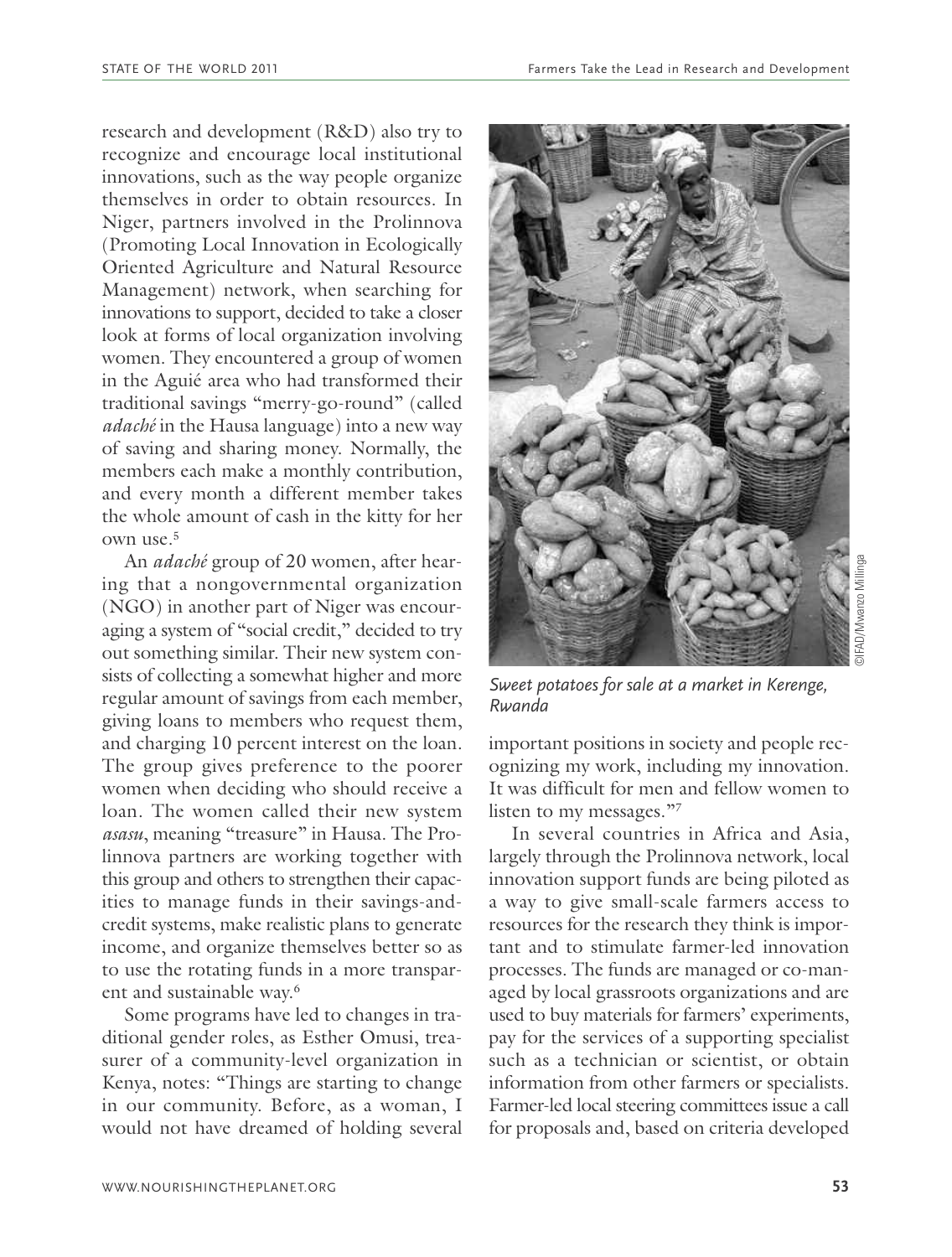research and development (R&D) also try to recognize and encourage local institutional innovations, such as the way people organize themselves in order to obtain resources. In Niger, partners involved in the Prolinnova (Promoting Local Innovation in Ecologically Oriented Agriculture and Natural Resource Management) network, when searching for innovations to support, decided to take a closer look at forms of local organization involving women. They encountered a group of women in the Aguié area who had transformed their traditional savings "merry-go-round" (called *adaché* in the Hausa language) into a new way of saving and sharing money. Normally, the members each make a monthly contribution, and every month a different member takes the whole amount of cash in the kitty for her own use.[5]

An *adaché* group of 20 women, after hearing that a nongovernmental organization (NGO) in another part of Niger was encouraging a system of "social credit," decided to try out something similar. Their new system consists of collecting a somewhat higher and more regular amount of savings from each member, giving loans to members who request them, and charging 10 percent interest on the loan. The group gives preference to the poorer women when deciding who should receive a loan. The women called their new system *asasu*, meaning "treasure" in Hausa. The Prolinnova partners are working together with this group and others to strengthen their capacities to manage funds in their savings-and-credit systems, make realistic plans to generate income, and organize themselves better so as to use the rotating funds in a more transparent and sustainable way.[6]

Some programs have led to changes in traditional gender roles, as Esther Omusi, treasurer of a community-level organization in Kenya, notes: "Things are starting to change in our community. Before, as a woman, I would not have dreamed of holding several important positions in society and people recognizing my work, including my innovation. It was difficult for men and fellow women to listen to my messages."[7]

©IFAD/Mwanzo Millinga

*Sweet potatoes for sale at a market in Kerenge, Rwanda*

In several countries in Africa and Asia, largely through the Prolinnova network, local innovation support funds are being piloted as a way to give small-scale farmers access to resources for the research they think is important and to stimulate farmer-led innovation processes. The funds are managed or co-managed by local grassroots organizations and are used to buy materials for farmers' experiments, pay for the services of a supporting specialist such as a technician or scientist, or obtain information from other farmers or specialists. Farmer-led local steering committees issue a call for proposals and, based on criteria developed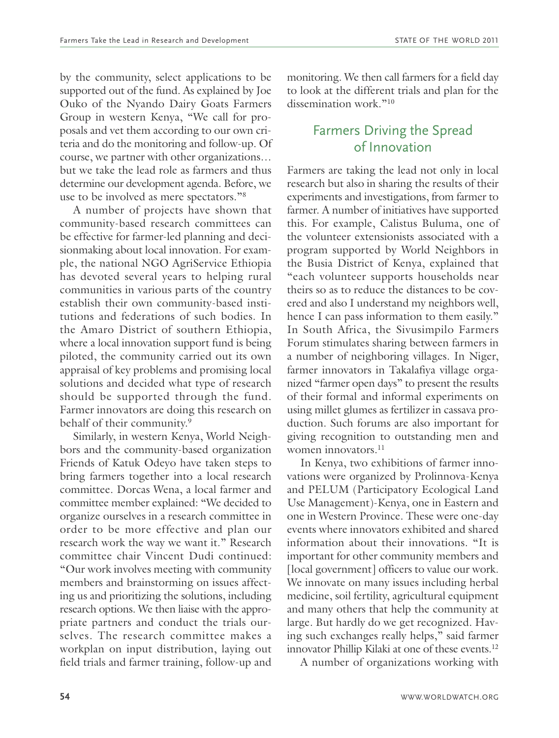by the community, select applications to be supported out of the fund. As explained by Joe Ouko of the Nyando Dairy Goats Farmers Group in western Kenya, "We call for proposals and vet them according to our own criteria and do the monitoring and follow-up. Of course, we partner with other organizations… but we take the lead role as farmers and thus determine our development agenda. Before, we use to be involved as mere spectators."[8]

A number of projects have shown that community-based research committees can be effective for farmer-led planning and decisionmaking about local innovation. For example, the national NGO AgriService Ethiopia has devoted several years to helping rural communities in various parts of the country establish their own community-based institutions and federations of such bodies. In the Amaro District of southern Ethiopia, where a local innovation support fund is being piloted, the community carried out its own appraisal of key problems and promising local solutions and decided what type of research should be supported through the fund. Farmer innovators are doing this research on behalf of their community.[9]

Similarly, in western Kenya, World Neighbors and the community-based organization Friends of Katuk Odeyo have taken steps to bring farmers together into a local research committee. Dorcas Wena, a local farmer and committee member explained: "We decided to organize ourselves in a research committee in order to be more effective and plan our research work the way we want it." Research committee chair Vincent Dudi continued: "Our work involves meeting with community members and brainstorming on issues affecting us and prioritizing the solutions, including research options. We then liaise with the appropriate partners and conduct the trials ourselves. The research committee makes a workplan on input distribution, laying out field trials and farmer training, follow-up and monitoring. We then call farmers for a field day to look at the different trials and plan for the dissemination work."[10]

## Farmers Driving the Spread of Innovation

Farmers are taking the lead not only in local research but also in sharing the results of their experiments and investigations, from farmer to farmer. A number of initiatives have supported this. For example, Calistus Buluma, one of the volunteer extensionists associated with a program supported by World Neighbors in the Busia District of Kenya, explained that "each volunteer supports households near theirs so as to reduce the distances to be covered and also I understand my neighbors well, hence I can pass information to them easily." In South Africa, the Sivusimpilo Farmers Forum stimulates sharing between farmers in a number of neighboring villages. In Niger, farmer innovators in Takalafiya village organized "farmer open days" to present the results of their formal and informal experiments on using millet glumes as fertilizer in cassava production. Such forums are also important for giving recognition to outstanding men and women innovators.[11]

In Kenya, two exhibitions of farmer innovations were organized by Prolinnova-Kenya and PELUM (Participatory Ecological Land Use Management)-Kenya, one in Eastern and one in Western Province. These were one-day events where innovators exhibited and shared information about their innovations. "It is important for other community members and [local government] officers to value our work. We innovate on many issues including herbal medicine, soil fertility, agricultural equipment and many others that help the community at large. But hardly do we get recognized. Having such exchanges really helps," said farmer innovator Phillip Kilaki at one of these events.[12]

A number of organizations working with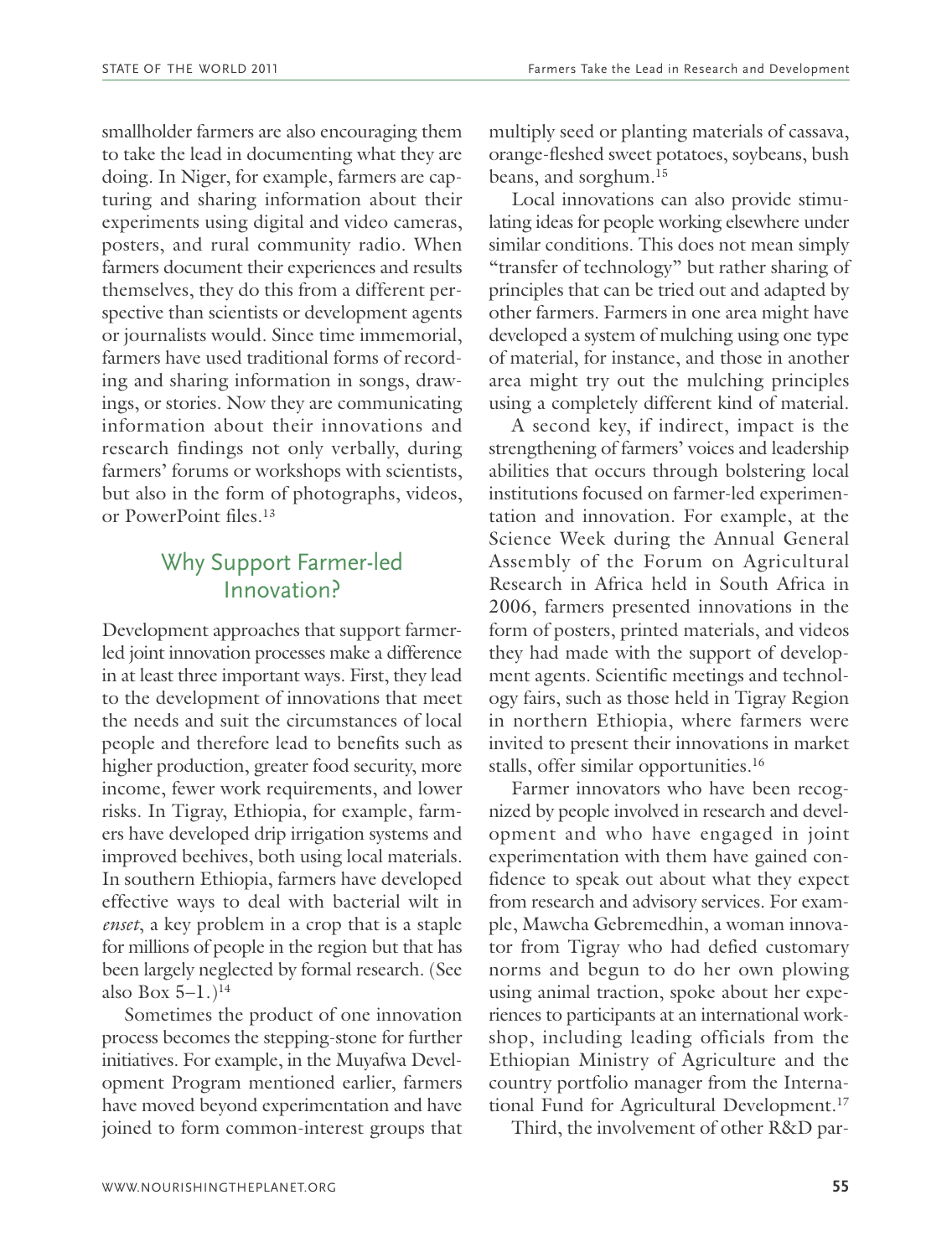smallholder farmers are also encouraging them to take the lead in documenting what they are doing. In Niger, for example, farmers are capturing and sharing information about their experiments using digital and video cameras, posters, and rural community radio. When farmers document their experiences and results themselves, they do this from a different perspective than scientists or development agents or journalists would. Since time immemorial, farmers have used traditional forms of recording and sharing information in songs, drawings, or stories. Now they are communicating information about their innovations and research findings not only verbally, during farmers' forums or workshops with scientists, but also in the form of photographs, videos, or PowerPoint files.[13]

## Why Support Farmer-led Innovation?

Development approaches that support farmer-led joint innovation processes make a difference in at least three important ways. First, they lead to the development of innovations that meet the needs and suit the circumstances of local people and therefore lead to benefits such as higher production, greater food security, more income, fewer work requirements, and lower risks. In Tigray, Ethiopia, for example, farmers have developed drip irrigation systems and improved beehives, both using local materials. In southern Ethiopia, farmers have developed effective ways to deal with bacterial wilt in *enset*, a key problem in a crop that is a staple for millions of people in the region but that has been largely neglected by formal research. (See also Box 5–1.)[14]

Sometimes the product of one innovation process becomes the stepping-stone for further initiatives. For example, in the Muyafwa Development Program mentioned earlier, farmers have moved beyond experimentation and have joined to form common-interest groups that multiply seed or planting materials of cassava, orange-fleshed sweet potatoes, soybeans, bush beans, and sorghum.[15]

Local innovations can also provide stimulating ideas for people working elsewhere under similar conditions. This does not mean simply "transfer of technology" but rather sharing of principles that can be tried out and adapted by other farmers. Farmers in one area might have developed a system of mulching using one type of material, for instance, and those in another area might try out the mulching principles using a completely different kind of material.

A second key, if indirect, impact is the strengthening of farmers' voices and leadership abilities that occurs through bolstering local institutions focused on farmer-led experimentation and innovation. For example, at the Science Week during the Annual General Assembly of the Forum on Agricultural Research in Africa held in South Africa in 2006, farmers presented innovations in the form of posters, printed materials, and videos they had made with the support of development agents. Scientific meetings and technology fairs, such as those held in Tigray Region in northern Ethiopia, where farmers were invited to present their innovations in market stalls, offer similar opportunities.[16]

Farmer innovators who have been recognized by people involved in research and development and who have engaged in joint experimentation with them have gained confidence to speak out about what they expect from research and advisory services. For example, Mawcha Gebremedhin, a woman innovator from Tigray who had defied customary norms and begun to do her own plowing using animal traction, spoke about her experiences to participants at an international workshop, including leading officials from the Ethiopian Ministry of Agriculture and the country portfolio manager from the International Fund for Agricultural Development.[17]

Third, the involvement of other R&D par-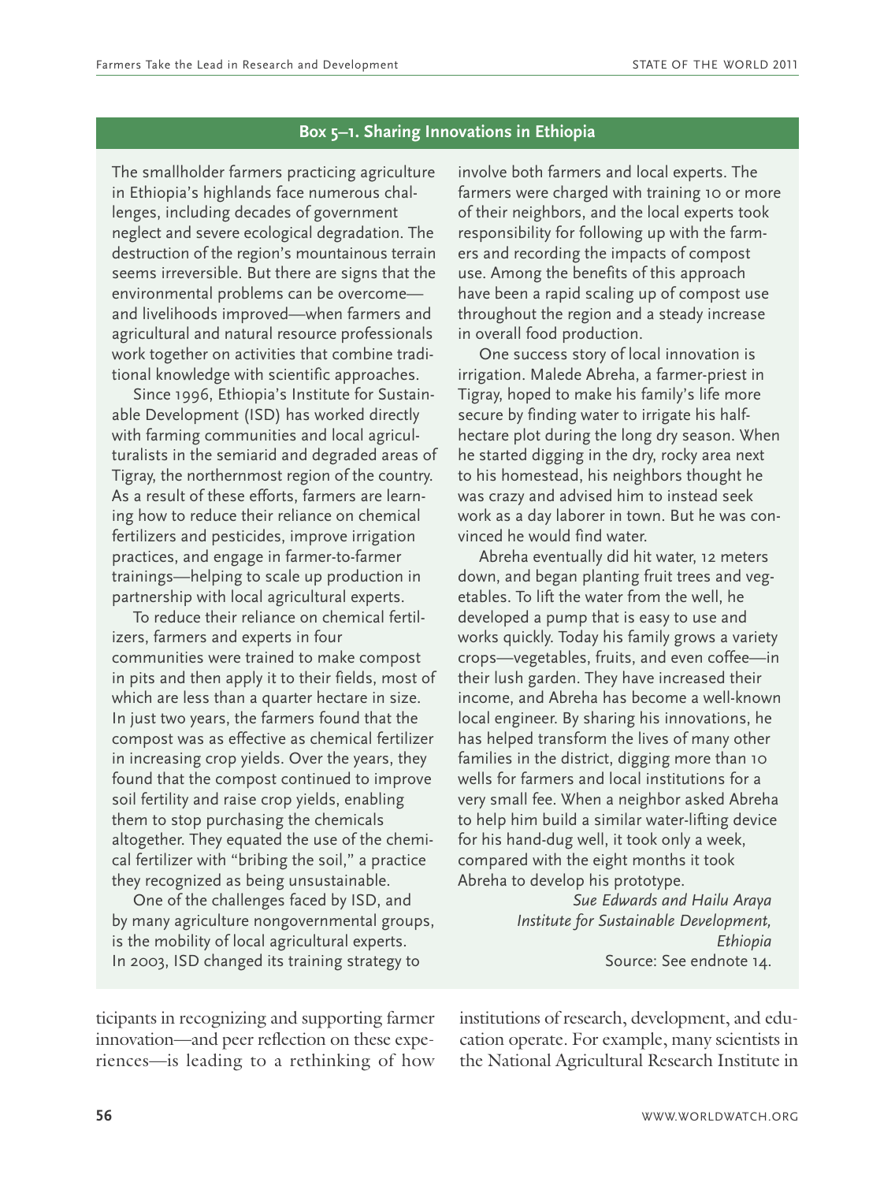### Box 5–1. Sharing Innovations in Ethiopia

The smallholder farmers practicing agriculture in Ethiopia's highlands face numerous challenges, including decades of government neglect and severe ecological degradation. The destruction of the region's mountainous terrain seems irreversible. But there are signs that the environmental problems can be overcome—and livelihoods improved—when farmers and agricultural and natural resource professionals work together on activities that combine traditional knowledge with scientific approaches.

Since 1996, Ethiopia's Institute for Sustainable Development (ISD) has worked directly with farming communities and local agriculturalists in the semiarid and degraded areas of Tigray, the northernmost region of the country. As a result of these efforts, farmers are learning how to reduce their reliance on chemical fertilizers and pesticides, improve irrigation practices, and engage in farmer-to-farmer trainings—helping to scale up production in partnership with local agricultural experts.

To reduce their reliance on chemical fertilizers, farmers and experts in four communities were trained to make compost in pits and then apply it to their fields, most of which are less than a quarter hectare in size. In just two years, the farmers found that the compost was as effective as chemical fertilizer in increasing crop yields. Over the years, they found that the compost continued to improve soil fertility and raise crop yields, enabling them to stop purchasing the chemicals altogether. They equated the use of the chemical fertilizer with "bribing the soil," a practice they recognized as being unsustainable.

One of the challenges faced by ISD, and by many agriculture nongovernmental groups, is the mobility of local agricultural experts. In 2003, ISD changed its training strategy to involve both farmers and local experts. The farmers were charged with training 10 or more of their neighbors, and the local experts took responsibility for following up with the farmers and recording the impacts of compost use. Among the benefits of this approach have been a rapid scaling up of compost use throughout the region and a steady increase in overall food production.

One success story of local innovation is irrigation. Malede Abreha, a farmer-priest in Tigray, hoped to make his family's life more secure by finding water to irrigate his half-hectare plot during the long dry season. When he started digging in the dry, rocky area next to his homestead, his neighbors thought he was crazy and advised him to instead seek work as a day laborer in town. But he was convinced he would find water.

Abreha eventually did hit water, 12 meters down, and began planting fruit trees and vegetables. To lift the water from the well, he developed a pump that is easy to use and works quickly. Today his family grows a variety crops—vegetables, fruits, and even coffee—in their lush garden. They have increased their income, and Abreha has become a well-known local engineer. By sharing his innovations, he has helped transform the lives of many other families in the district, digging more than 10 wells for farmers and local institutions for a very small fee. When a neighbor asked Abreha to help him build a similar water-lifting device for his hand-dug well, it took only a week, compared with the eight months it took Abreha to develop his prototype.

*Sue Edwards and Hailu Araya*
*Institute for Sustainable Development, Ethiopia*
Source: See endnote 14.

ticipants in recognizing and supporting farmer innovation—and peer reflection on these experiences—is leading to a rethinking of how institutions of research, development, and education operate. For example, many scientists in the National Agricultural Research Institute in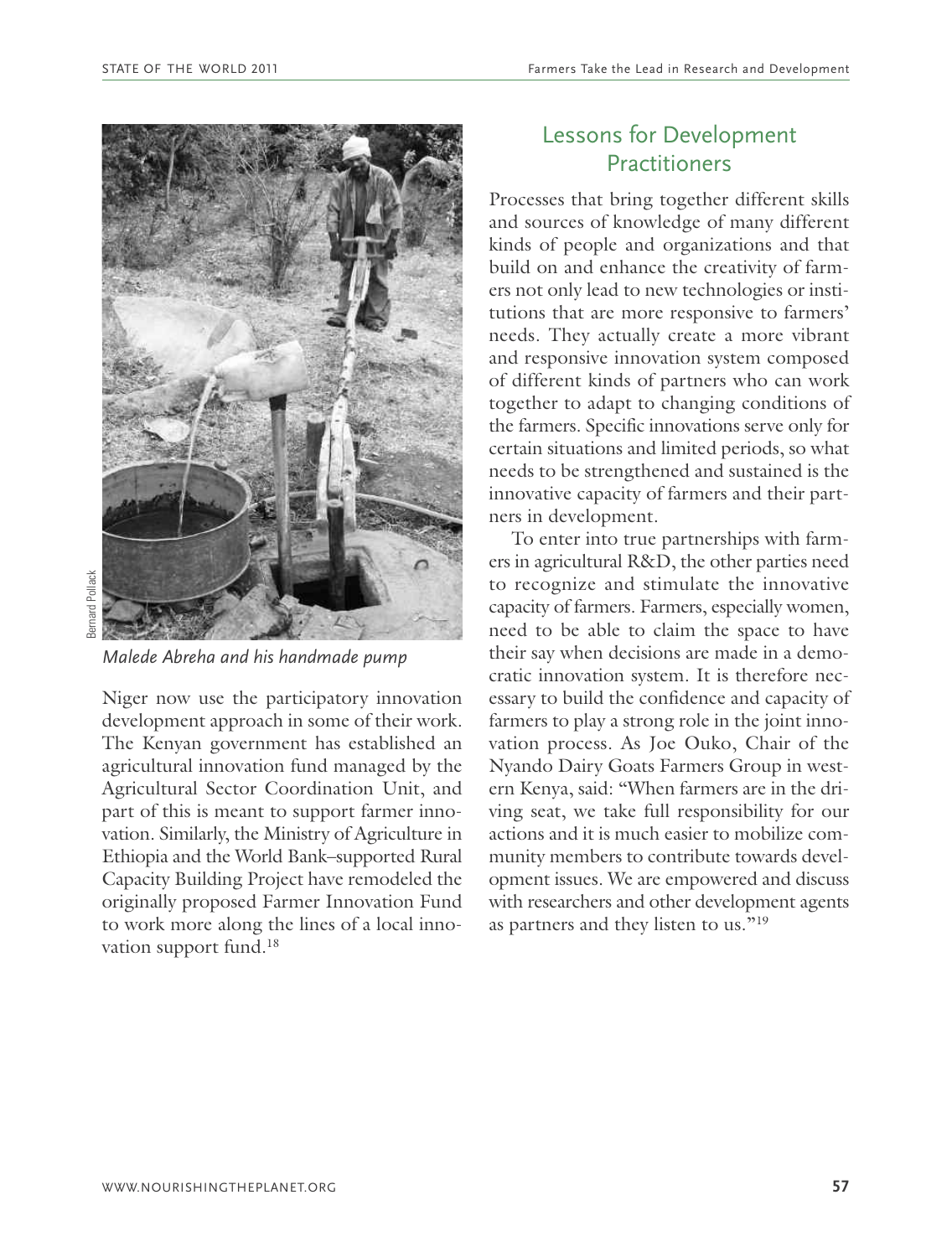Malede Abreha and his handmade pump

Niger now use the participatory innovation development approach in some of their work. The Kenyan government has established an agricultural innovation fund managed by the Agricultural Sector Coordination Unit, and part of this is meant to support farmer innovation. Similarly, the Ministry of Agriculture in Ethiopia and the World Bank–supported Rural Capacity Building Project have remodeled the originally proposed Farmer Innovation Fund to work more along the lines of a local innovation support fund.[18]

## Lessons for Development Practitioners

Processes that bring together different skills and sources of knowledge of many different kinds of people and organizations and that build on and enhance the creativity of farmers not only lead to new technologies or institutions that are more responsive to farmers' needs. They actually create a more vibrant and responsive innovation system composed of different kinds of partners who can work together to adapt to changing conditions of the farmers. Specific innovations serve only for certain situations and limited periods, so what needs to be strengthened and sustained is the innovative capacity of farmers and their partners in development.

To enter into true partnerships with farmers in agricultural R&D, the other parties need to recognize and stimulate the innovative capacity of farmers. Farmers, especially women, need to be able to claim the space to have their say when decisions are made in a democratic innovation system. It is therefore necessary to build the confidence and capacity of farmers to play a strong role in the joint innovation process. As Joe Ouko, Chair of the Nyando Dairy Goats Farmers Group in western Kenya, said: "When farmers are in the driving seat, we take full responsibility for our actions and it is much easier to mobilize community members to contribute towards development issues. We are empowered and discuss with researchers and other development agents as partners and they listen to us."[19]